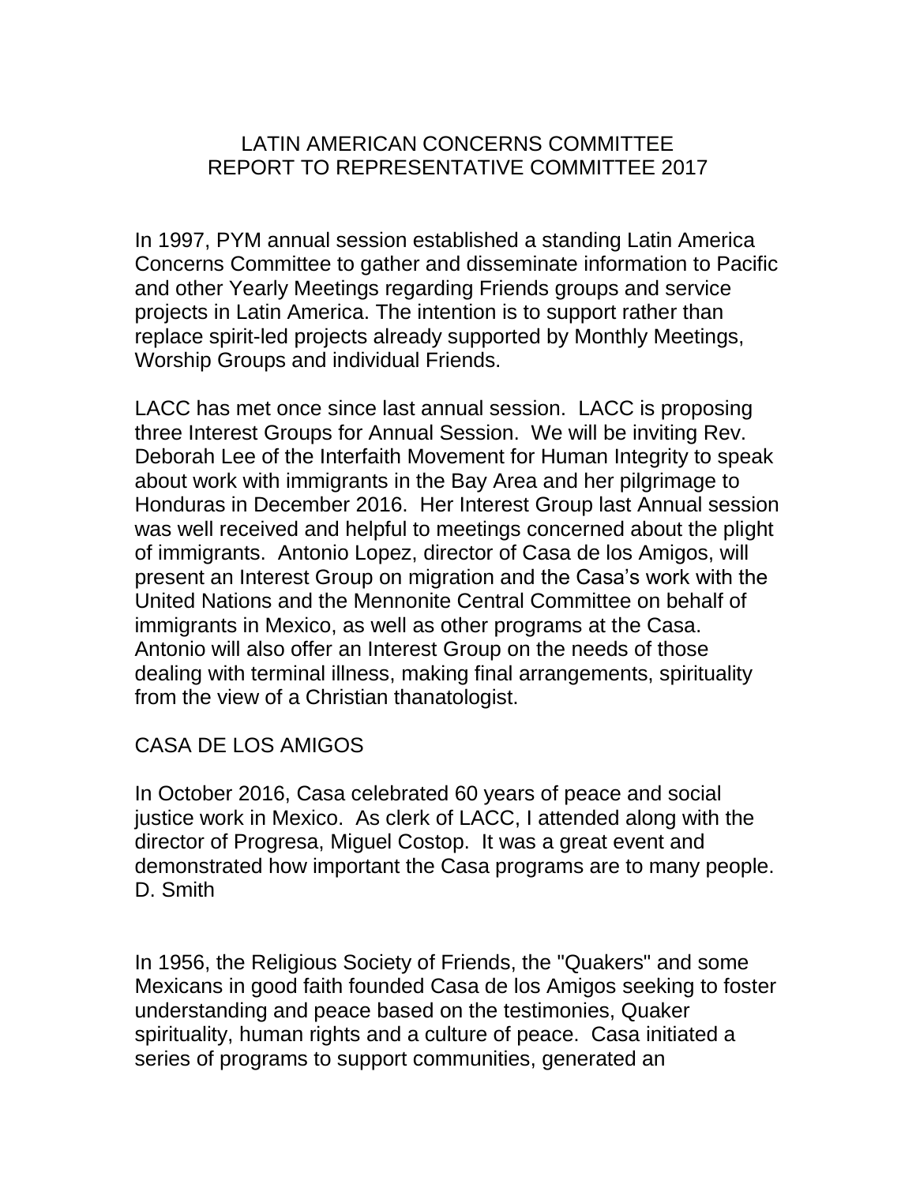# LATIN AMERICAN CONCERNS COMMITTEE
# REPORT TO REPRESENTATIVE COMMITTEE 2017

In 1997, PYM annual session established a standing Latin America Concerns Committee to gather and disseminate information to Pacific and other Yearly Meetings regarding Friends groups and service projects in Latin America. The intention is to support rather than replace spirit-led projects already supported by Monthly Meetings, Worship Groups and individual Friends.

LACC has met once since last annual session. LACC is proposing three Interest Groups for Annual Session. We will be inviting Rev. Deborah Lee of the Interfaith Movement for Human Integrity to speak about work with immigrants in the Bay Area and her pilgrimage to Honduras in December 2016. Her Interest Group last Annual session was well received and helpful to meetings concerned about the plight of immigrants. Antonio Lopez, director of Casa de los Amigos, will present an Interest Group on migration and the Casa's work with the United Nations and the Mennonite Central Committee on behalf of immigrants in Mexico, as well as other programs at the Casa. Antonio will also offer an Interest Group on the needs of those dealing with terminal illness, making final arrangements, spirituality from the view of a Christian thanatologist.

## CASA DE LOS AMIGOS

In October 2016, Casa celebrated 60 years of peace and social justice work in Mexico. As clerk of LACC, I attended along with the director of Progresa, Miguel Costop. It was a great event and demonstrated how important the Casa programs are to many people.
D. Smith

In 1956, the Religious Society of Friends, the "Quakers" and some Mexicans in good faith founded Casa de los Amigos seeking to foster understanding and peace based on the testimonies, Quaker spirituality, human rights and a culture of peace. Casa initiated a series of programs to support communities, generated an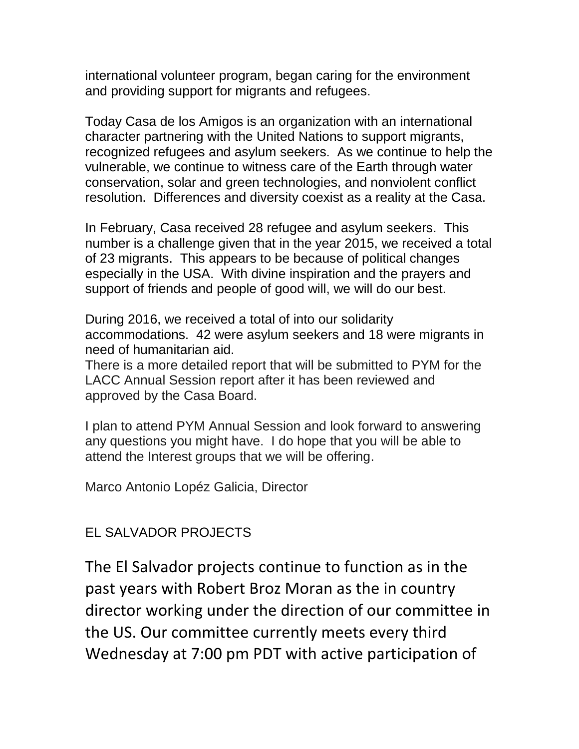international volunteer program, began caring for the environment and providing support for migrants and refugees.

Today Casa de los Amigos is an organization with an international character partnering with the United Nations to support migrants, recognized refugees and asylum seekers. As we continue to help the vulnerable, we continue to witness care of the Earth through water conservation, solar and green technologies, and nonviolent conflict resolution. Differences and diversity coexist as a reality at the Casa.

In February, Casa received 28 refugee and asylum seekers. This number is a challenge given that in the year 2015, we received a total of 23 migrants. This appears to be because of political changes especially in the USA. With divine inspiration and the prayers and support of friends and people of good will, we will do our best.

During 2016, we received a total of into our solidarity accommodations. 42 were asylum seekers and 18 were migrants in need of humanitarian aid.
There is a more detailed report that will be submitted to PYM for the LACC Annual Session report after it has been reviewed and approved by the Casa Board.

I plan to attend PYM Annual Session and look forward to answering any questions you might have. I do hope that you will be able to attend the Interest groups that we will be offering.

Marco Antonio Lopéz Galicia, Director

## EL SALVADOR PROJECTS

The El Salvador projects continue to function as in the past years with Robert Broz Moran as the in country director working under the direction of our committee in the US. Our committee currently meets every third Wednesday at 7:00 pm PDT with active participation of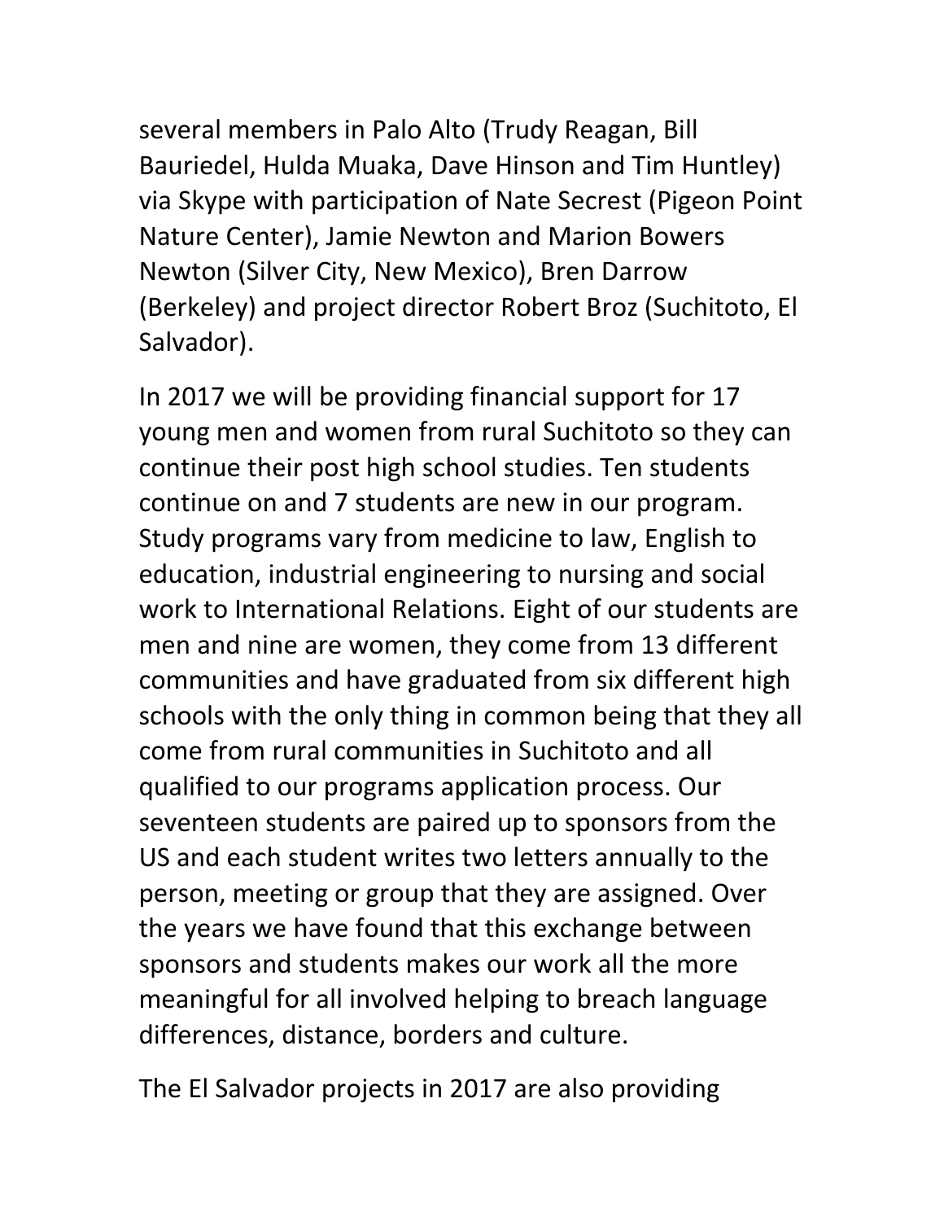several members in Palo Alto (Trudy Reagan, Bill Bauriedel, Hulda Muaka, Dave Hinson and Tim Huntley) via Skype with participation of Nate Secrest (Pigeon Point Nature Center), Jamie Newton and Marion Bowers Newton (Silver City, New Mexico), Bren Darrow (Berkeley) and project director Robert Broz (Suchitoto, El Salvador).

In 2017 we will be providing financial support for 17 young men and women from rural Suchitoto so they can continue their post high school studies. Ten students continue on and 7 students are new in our program. Study programs vary from medicine to law, English to education, industrial engineering to nursing and social work to International Relations. Eight of our students are men and nine are women, they come from 13 different communities and have graduated from six different high schools with the only thing in common being that they all come from rural communities in Suchitoto and all qualified to our programs application process. Our seventeen students are paired up to sponsors from the US and each student writes two letters annually to the person, meeting or group that they are assigned. Over the years we have found that this exchange between sponsors and students makes our work all the more meaningful for all involved helping to breach language differences, distance, borders and culture.

The El Salvador projects in 2017 are also providing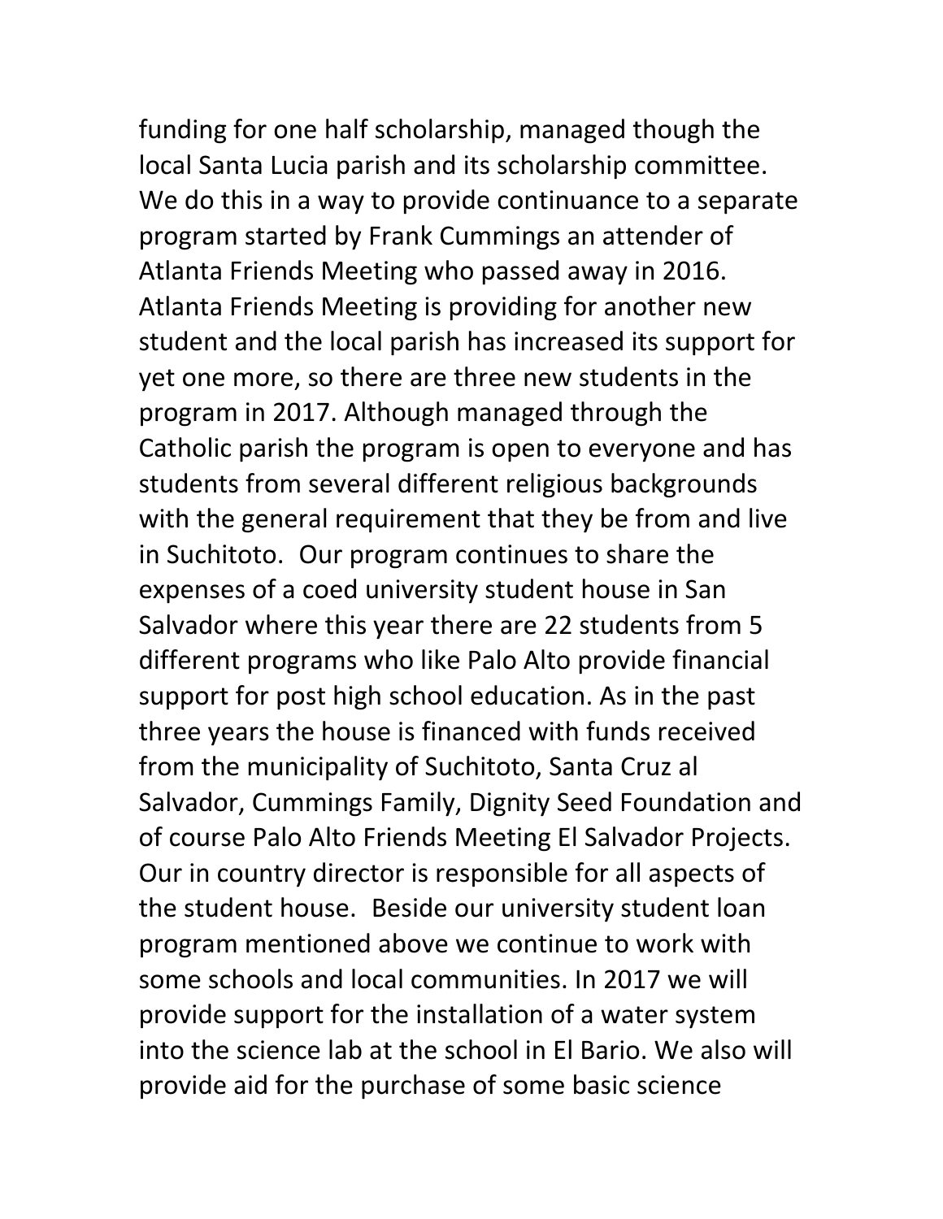funding for one half scholarship, managed though the local Santa Lucia parish and its scholarship committee. We do this in a way to provide continuance to a separate program started by Frank Cummings an attender of Atlanta Friends Meeting who passed away in 2016. Atlanta Friends Meeting is providing for another new student and the local parish has increased its support for yet one more, so there are three new students in the program in 2017. Although managed through the Catholic parish the program is open to everyone and has students from several different religious backgrounds with the general requirement that they be from and live in Suchitoto. Our program continues to share the expenses of a coed university student house in San Salvador where this year there are 22 students from 5 different programs who like Palo Alto provide financial support for post high school education. As in the past three years the house is financed with funds received from the municipality of Suchitoto, Santa Cruz al Salvador, Cummings Family, Dignity Seed Foundation and of course Palo Alto Friends Meeting El Salvador Projects. Our in country director is responsible for all aspects of the student house. Beside our university student loan program mentioned above we continue to work with some schools and local communities. In 2017 we will provide support for the installation of a water system into the science lab at the school in El Bario. We also will provide aid for the purchase of some basic science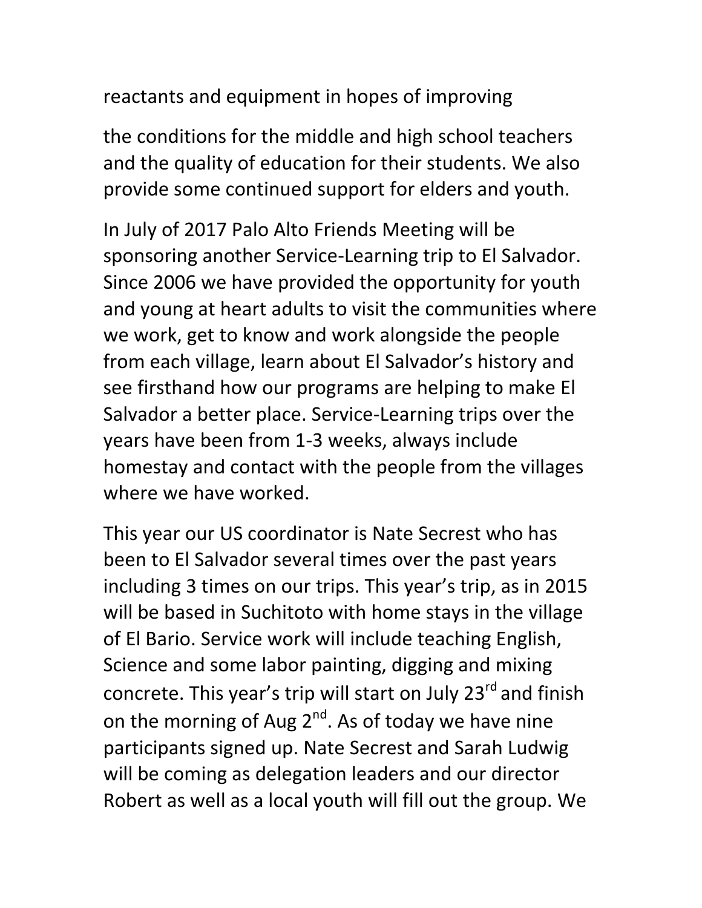reactants and equipment in hopes of improving

the conditions for the middle and high school teachers and the quality of education for their students. We also provide some continued support for elders and youth.

In July of 2017 Palo Alto Friends Meeting will be sponsoring another Service-Learning trip to El Salvador. Since 2006 we have provided the opportunity for youth and young at heart adults to visit the communities where we work, get to know and work alongside the people from each village, learn about El Salvador's history and see firsthand how our programs are helping to make El Salvador a better place. Service-Learning trips over the years have been from 1-3 weeks, always include homestay and contact with the people from the villages where we have worked.

This year our US coordinator is Nate Secrest who has been to El Salvador several times over the past years including 3 times on our trips. This year's trip, as in 2015 will be based in Suchitoto with home stays in the village of El Bario. Service work will include teaching English, Science and some labor painting, digging and mixing concrete. This year's trip will start on July 23rd and finish on the morning of Aug 2nd. As of today we have nine participants signed up. Nate Secrest and Sarah Ludwig will be coming as delegation leaders and our director Robert as well as a local youth will fill out the group. We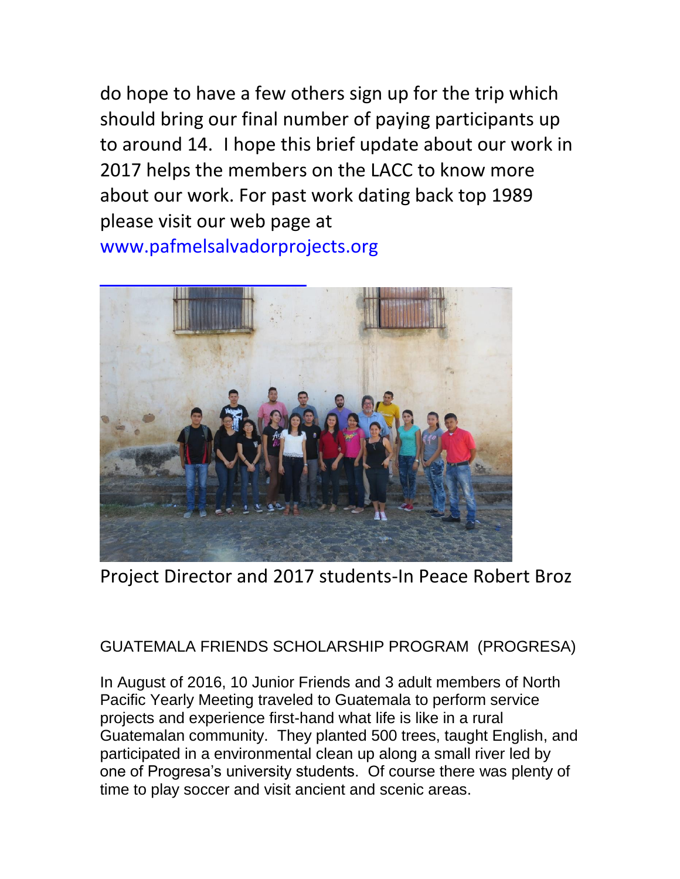do hope to have a few others sign up for the trip which should bring our final number of paying participants up to around 14. I hope this brief update about our work in 2017 helps the members on the LACC to know more about our work. For past work dating back top 1989 please visit our web page at www.pafmelsalvadorprojects.org

Project Director and 2017 students-In Peace Robert Broz

## GUATEMALA FRIENDS SCHOLARSHIP PROGRAM (PROGRESA)

In August of 2016, 10 Junior Friends and 3 adult members of North Pacific Yearly Meeting traveled to Guatemala to perform service projects and experience first-hand what life is like in a rural Guatemalan community. They planted 500 trees, taught English, and participated in a environmental clean up along a small river led by one of Progresa's university students. Of course there was plenty of time to play soccer and visit ancient and scenic areas.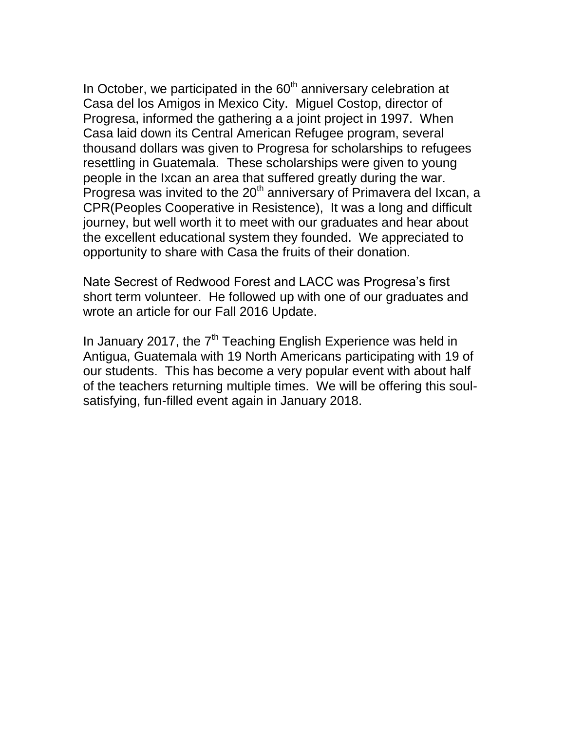In October, we participated in the 60th anniversary celebration at Casa del los Amigos in Mexico City. Miguel Costop, director of Progresa, informed the gathering a a joint project in 1997. When Casa laid down its Central American Refugee program, several thousand dollars was given to Progresa for scholarships to refugees resettling in Guatemala. These scholarships were given to young people in the Ixcan an area that suffered greatly during the war. Progresa was invited to the 20th anniversary of Primavera del Ixcan, a CPR(Peoples Cooperative in Resistence), It was a long and difficult journey, but well worth it to meet with our graduates and hear about the excellent educational system they founded. We appreciated to opportunity to share with Casa the fruits of their donation.

Nate Secrest of Redwood Forest and LACC was Progresa's first short term volunteer. He followed up with one of our graduates and wrote an article for our Fall 2016 Update.

In January 2017, the 7th Teaching English Experience was held in Antigua, Guatemala with 19 North Americans participating with 19 of our students. This has become a very popular event with about half of the teachers returning multiple times. We will be offering this soul-satisfying, fun-filled event again in January 2018.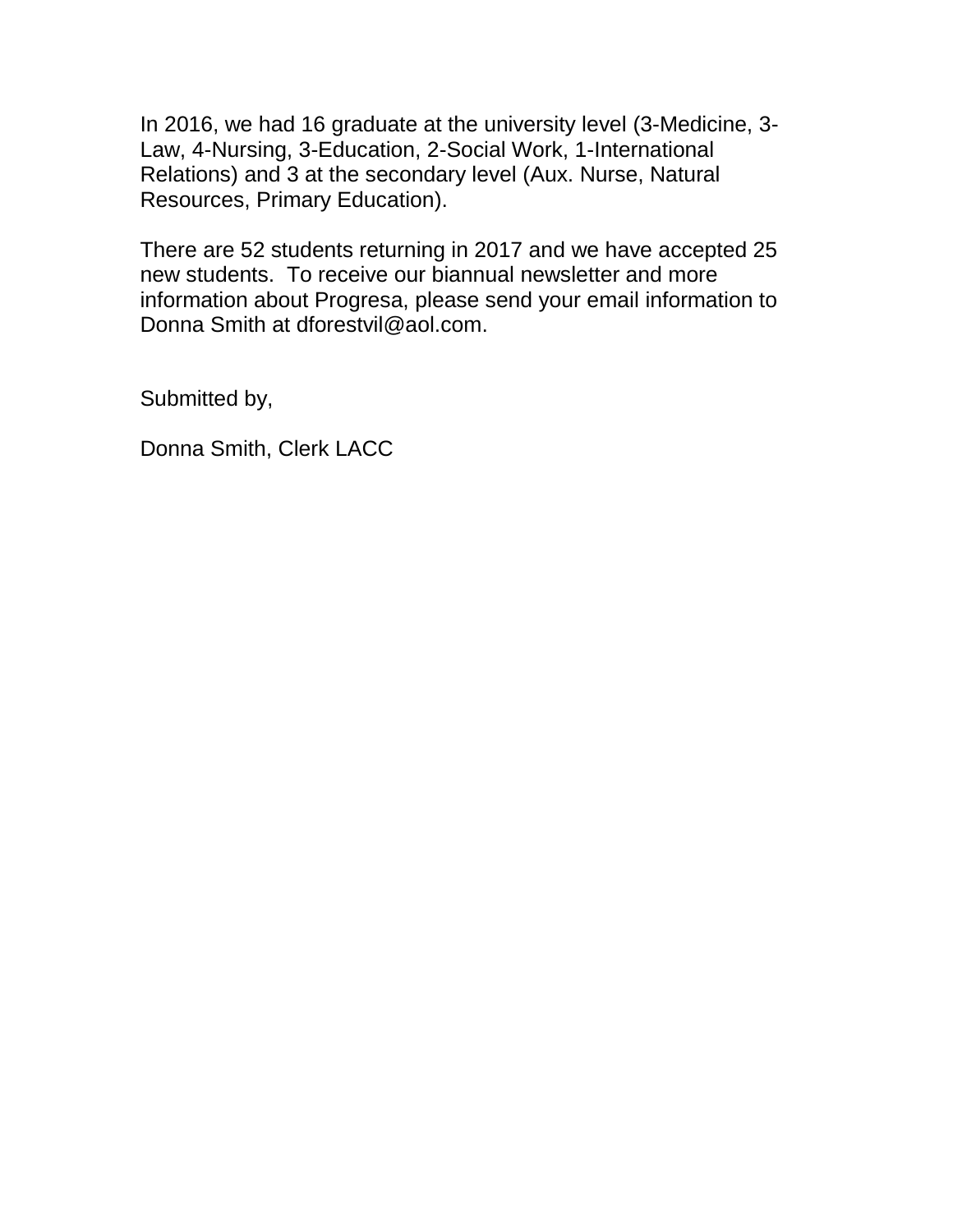In 2016, we had 16 graduate at the university level (3-Medicine, 3-Law, 4-Nursing, 3-Education, 2-Social Work, 1-International Relations) and 3 at the secondary level (Aux. Nurse, Natural Resources, Primary Education).

There are 52 students returning in 2017 and we have accepted 25 new students. To receive our biannual newsletter and more information about Progresa, please send your email information to Donna Smith at dforestvil@aol.com.

Submitted by,

Donna Smith, Clerk LACC